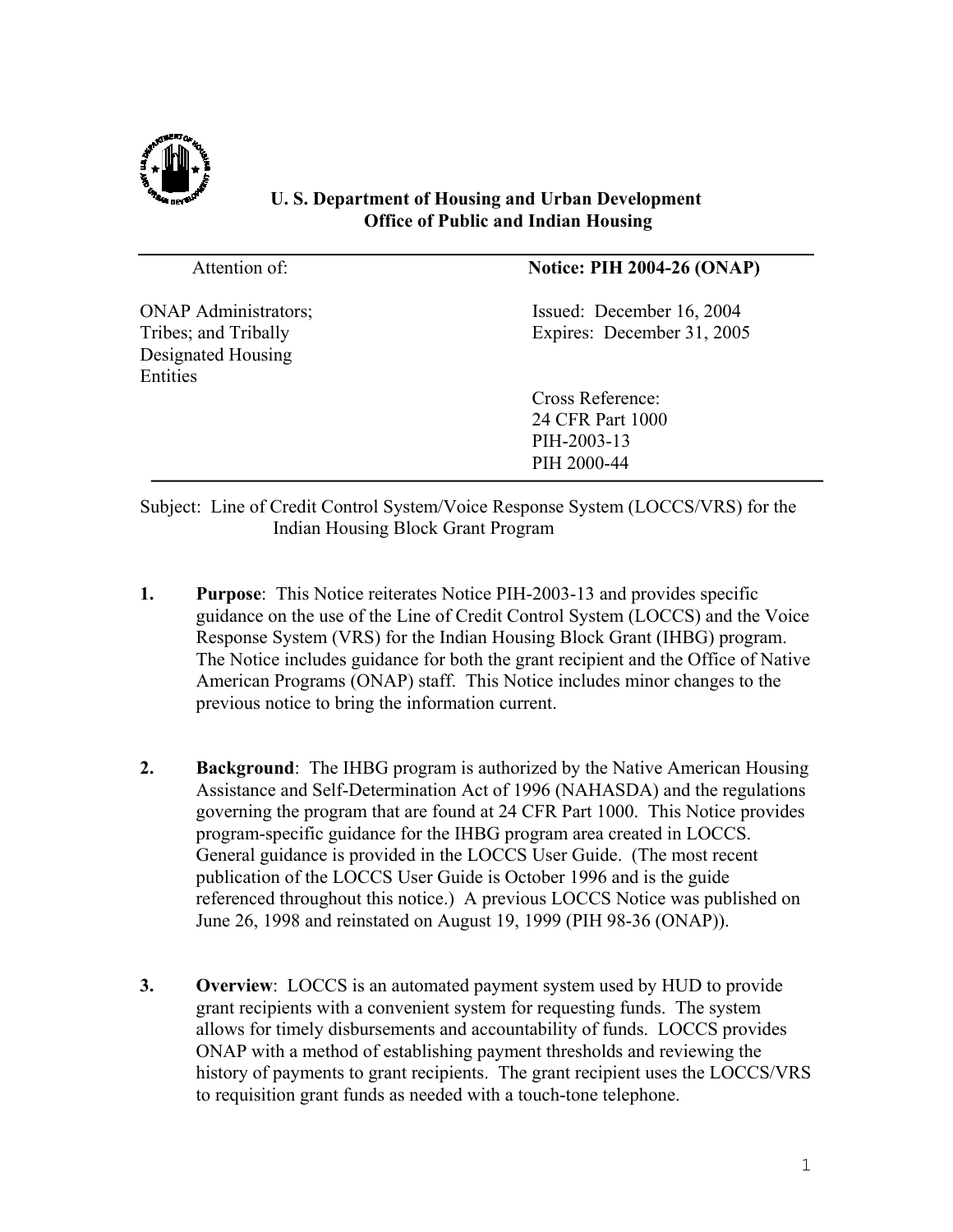**U. S. Department of Housing and Urban Development**
**Office of Public and Indian Housing**

| Attention of: | **Notice: PIH 2004-26 (ONAP)** |
|---|---|
| ONAP Administrators; Tribes; and Tribally Designated Housing Entities | Issued: December 16, 2004<br>Expires: December 31, 2005 |
| | Cross Reference:<br>24 CFR Part 1000<br>PIH-2003-13<br>PIH 2000-44 |

Subject: Line of Credit Control System/Voice Response System (LOCCS/VRS) for the Indian Housing Block Grant Program

1. **Purpose**: This Notice reiterates Notice PIH-2003-13 and provides specific guidance on the use of the Line of Credit Control System (LOCCS) and the Voice Response System (VRS) for the Indian Housing Block Grant (IHBG) program. The Notice includes guidance for both the grant recipient and the Office of Native American Programs (ONAP) staff. This Notice includes minor changes to the previous notice to bring the information current.

2. **Background**: The IHBG program is authorized by the Native American Housing Assistance and Self-Determination Act of 1996 (NAHASDA) and the regulations governing the program that are found at 24 CFR Part 1000. This Notice provides program-specific guidance for the IHBG program area created in LOCCS. General guidance is provided in the LOCCS User Guide. (The most recent publication of the LOCCS User Guide is October 1996 and is the guide referenced throughout this notice.) A previous LOCCS Notice was published on June 26, 1998 and reinstated on August 19, 1999 (PIH 98-36 (ONAP)).

3. **Overview**: LOCCS is an automated payment system used by HUD to provide grant recipients with a convenient system for requesting funds. The system allows for timely disbursements and accountability of funds. LOCCS provides ONAP with a method of establishing payment thresholds and reviewing the history of payments to grant recipients. The grant recipient uses the LOCCS/VRS to requisition grant funds as needed with a touch-tone telephone.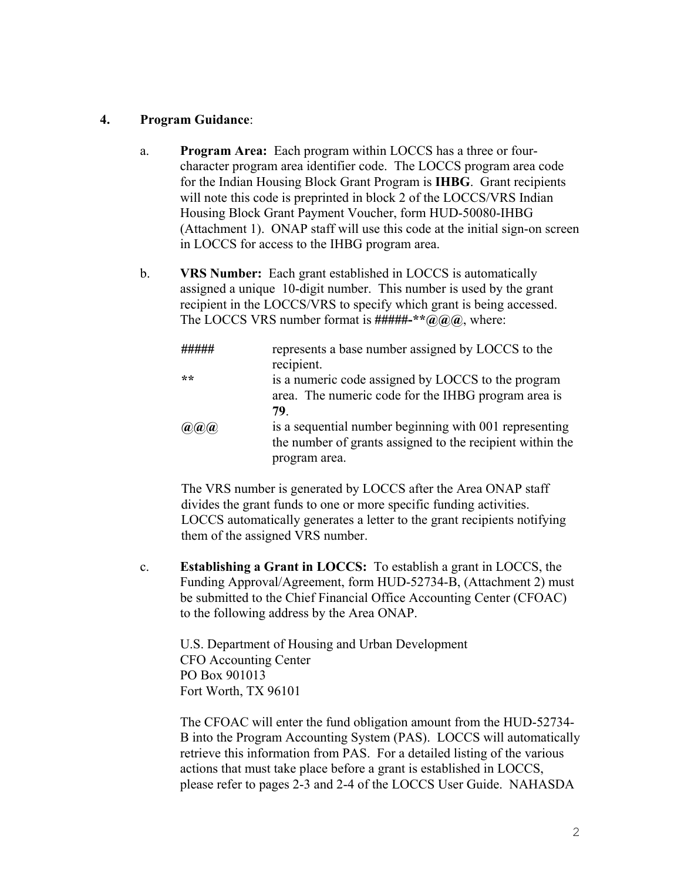**4. Program Guidance**:

a. **Program Area:** Each program within LOCCS has a three or four-character program area identifier code. The LOCCS program area code for the Indian Housing Block Grant Program is **IHBG**. Grant recipients will note this code is preprinted in block 2 of the LOCCS/VRS Indian Housing Block Grant Payment Voucher, form HUD-50080-IHBG (Attachment 1). ONAP staff will use this code at the initial sign-on screen in LOCCS for access to the IHBG program area.

b. **VRS Number:** Each grant established in LOCCS is automatically assigned a unique 10-digit number. This number is used by the grant recipient in the LOCCS/VRS to specify which grant is being accessed. The LOCCS VRS number format is **#####-**@@@**, where:

| | |
|---|---|
| **#####** | represents a base number assigned by LOCCS to the recipient. |
| ** | is a numeric code assigned by LOCCS to the program area. The numeric code for the IHBG program area is **79**. |
| **@@@** | is a sequential number beginning with 001 representing the number of grants assigned to the recipient within the program area. |

The VRS number is generated by LOCCS after the Area ONAP staff divides the grant funds to one or more specific funding activities. LOCCS automatically generates a letter to the grant recipients notifying them of the assigned VRS number.

c. **Establishing a Grant in LOCCS:** To establish a grant in LOCCS, the Funding Approval/Agreement, form HUD-52734-B, (Attachment 2) must be submitted to the Chief Financial Office Accounting Center (CFOAC) to the following address by the Area ONAP.

U.S. Department of Housing and Urban Development
CFO Accounting Center
PO Box 901013
Fort Worth, TX 96101

The CFOAC will enter the fund obligation amount from the HUD-52734-B into the Program Accounting System (PAS). LOCCS will automatically retrieve this information from PAS. For a detailed listing of the various actions that must take place before a grant is established in LOCCS, please refer to pages 2-3 and 2-4 of the LOCCS User Guide. NAHASDA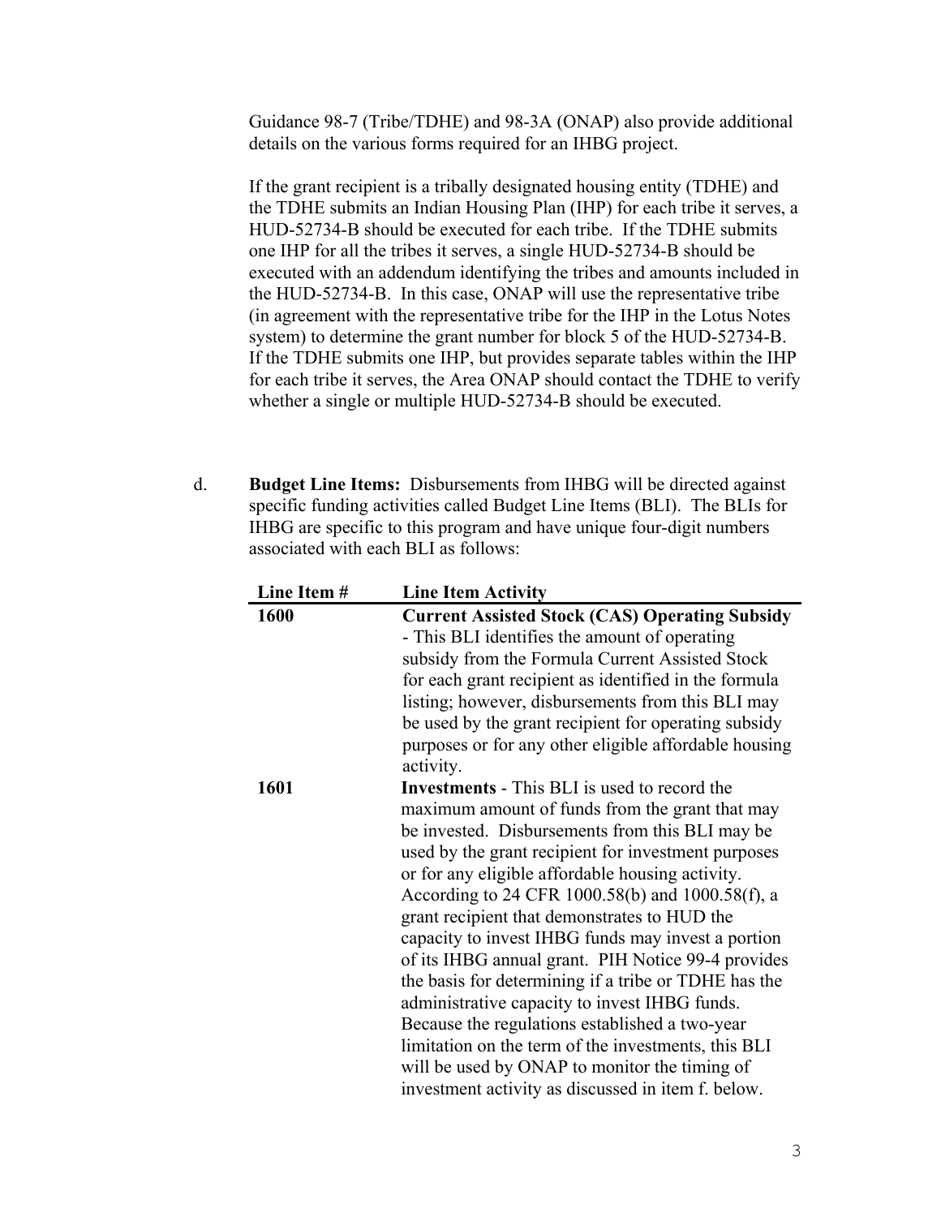Guidance 98-7 (Tribe/TDHE) and 98-3A (ONAP) also provide additional details on the various forms required for an IHBG project.

If the grant recipient is a tribally designated housing entity (TDHE) and the TDHE submits an Indian Housing Plan (IHP) for each tribe it serves, a HUD-52734-B should be executed for each tribe. If the TDHE submits one IHP for all the tribes it serves, a single HUD-52734-B should be executed with an addendum identifying the tribes and amounts included in the HUD-52734-B. In this case, ONAP will use the representative tribe (in agreement with the representative tribe for the IHP in the Lotus Notes system) to determine the grant number for block 5 of the HUD-52734-B. If the TDHE submits one IHP, but provides separate tables within the IHP for each tribe it serves, the Area ONAP should contact the TDHE to verify whether a single or multiple HUD-52734-B should be executed.

d. **Budget Line Items:** Disbursements from IHBG will be directed against specific funding activities called Budget Line Items (BLI). The BLIs for IHBG are specific to this program and have unique four-digit numbers associated with each BLI as follows:

| Line Item # | Line Item Activity |
|---|---|
| **1600** | **Current Assisted Stock (CAS) Operating Subsidy** - This BLI identifies the amount of operating subsidy from the Formula Current Assisted Stock for each grant recipient as identified in the formula listing; however, disbursements from this BLI may be used by the grant recipient for operating subsidy purposes or for any other eligible affordable housing activity. |
| **1601** | **Investments** - This BLI is used to record the maximum amount of funds from the grant that may be invested. Disbursements from this BLI may be used by the grant recipient for investment purposes or for any eligible affordable housing activity. According to 24 CFR 1000.58(b) and 1000.58(f), a grant recipient that demonstrates to HUD the capacity to invest IHBG funds may invest a portion of its IHBG annual grant. PIH Notice 99-4 provides the basis for determining if a tribe or TDHE has the administrative capacity to invest IHBG funds. Because the regulations established a two-year limitation on the term of the investments, this BLI will be used by ONAP to monitor the timing of investment activity as discussed in item f. below. |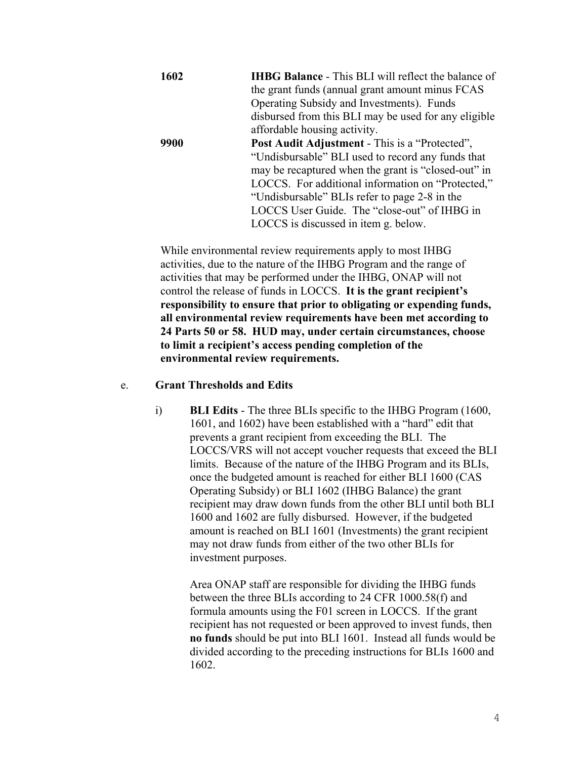| | |
|---|---|
| **1602** | **IHBG Balance** - This BLI will reflect the balance of the grant funds (annual grant amount minus FCAS Operating Subsidy and Investments). Funds disbursed from this BLI may be used for any eligible affordable housing activity. |
| **9900** | **Post Audit Adjustment** - This is a "Protected", "Undisbursable" BLI used to record any funds that may be recaptured when the grant is "closed-out" in LOCCS. For additional information on "Protected," "Undisbursable" BLIs refer to page 2-8 in the LOCCS User Guide. The "close-out" of IHBG in LOCCS is discussed in item g. below. |

While environmental review requirements apply to most IHBG activities, due to the nature of the IHBG Program and the range of activities that may be performed under the IHBG, ONAP will not control the release of funds in LOCCS. **It is the grant recipient's responsibility to ensure that prior to obligating or expending funds, all environmental review requirements have been met according to 24 Parts 50 or 58. HUD may, under certain circumstances, choose to limit a recipient's access pending completion of the environmental review requirements.**

e. **Grant Thresholds and Edits**

i) **BLI Edits** - The three BLIs specific to the IHBG Program (1600, 1601, and 1602) have been established with a "hard" edit that prevents a grant recipient from exceeding the BLI. The LOCCS/VRS will not accept voucher requests that exceed the BLI limits. Because of the nature of the IHBG Program and its BLIs, once the budgeted amount is reached for either BLI 1600 (CAS Operating Subsidy) or BLI 1602 (IHBG Balance) the grant recipient may draw down funds from the other BLI until both BLI 1600 and 1602 are fully disbursed. However, if the budgeted amount is reached on BLI 1601 (Investments) the grant recipient may not draw funds from either of the two other BLIs for investment purposes.

Area ONAP staff are responsible for dividing the IHBG funds between the three BLIs according to 24 CFR 1000.58(f) and formula amounts using the F01 screen in LOCCS. If the grant recipient has not requested or been approved to invest funds, then **no funds** should be put into BLI 1601. Instead all funds would be divided according to the preceding instructions for BLIs 1600 and 1602.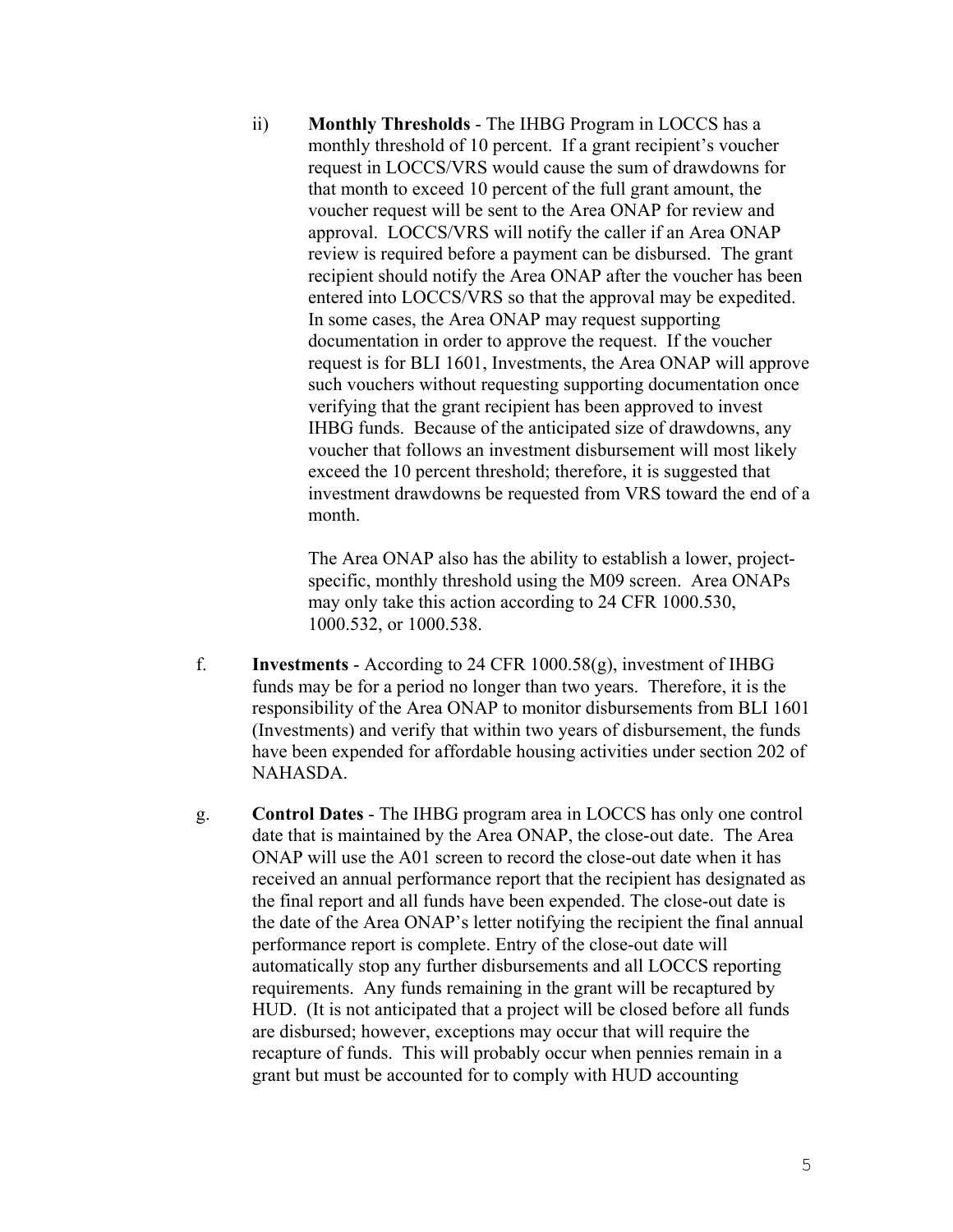ii) **Monthly Thresholds** - The IHBG Program in LOCCS has a monthly threshold of 10 percent. If a grant recipient's voucher request in LOCCS/VRS would cause the sum of drawdowns for that month to exceed 10 percent of the full grant amount, the voucher request will be sent to the Area ONAP for review and approval. LOCCS/VRS will notify the caller if an Area ONAP review is required before a payment can be disbursed. The grant recipient should notify the Area ONAP after the voucher has been entered into LOCCS/VRS so that the approval may be expedited. In some cases, the Area ONAP may request supporting documentation in order to approve the request. If the voucher request is for BLI 1601, Investments, the Area ONAP will approve such vouchers without requesting supporting documentation once verifying that the grant recipient has been approved to invest IHBG funds. Because of the anticipated size of drawdowns, any voucher that follows an investment disbursement will most likely exceed the 10 percent threshold; therefore, it is suggested that investment drawdowns be requested from VRS toward the end of a month.

The Area ONAP also has the ability to establish a lower, project-specific, monthly threshold using the M09 screen. Area ONAPs may only take this action according to 24 CFR 1000.530, 1000.532, or 1000.538.

f. **Investments** - According to 24 CFR 1000.58(g), investment of IHBG funds may be for a period no longer than two years. Therefore, it is the responsibility of the Area ONAP to monitor disbursements from BLI 1601 (Investments) and verify that within two years of disbursement, the funds have been expended for affordable housing activities under section 202 of NAHASDA.

g. **Control Dates** - The IHBG program area in LOCCS has only one control date that is maintained by the Area ONAP, the close-out date. The Area ONAP will use the A01 screen to record the close-out date when it has received an annual performance report that the recipient has designated as the final report and all funds have been expended. The close-out date is the date of the Area ONAP's letter notifying the recipient the final annual performance report is complete. Entry of the close-out date will automatically stop any further disbursements and all LOCCS reporting requirements. Any funds remaining in the grant will be recaptured by HUD. (It is not anticipated that a project will be closed before all funds are disbursed; however, exceptions may occur that will require the recapture of funds. This will probably occur when pennies remain in a grant but must be accounted for to comply with HUD accounting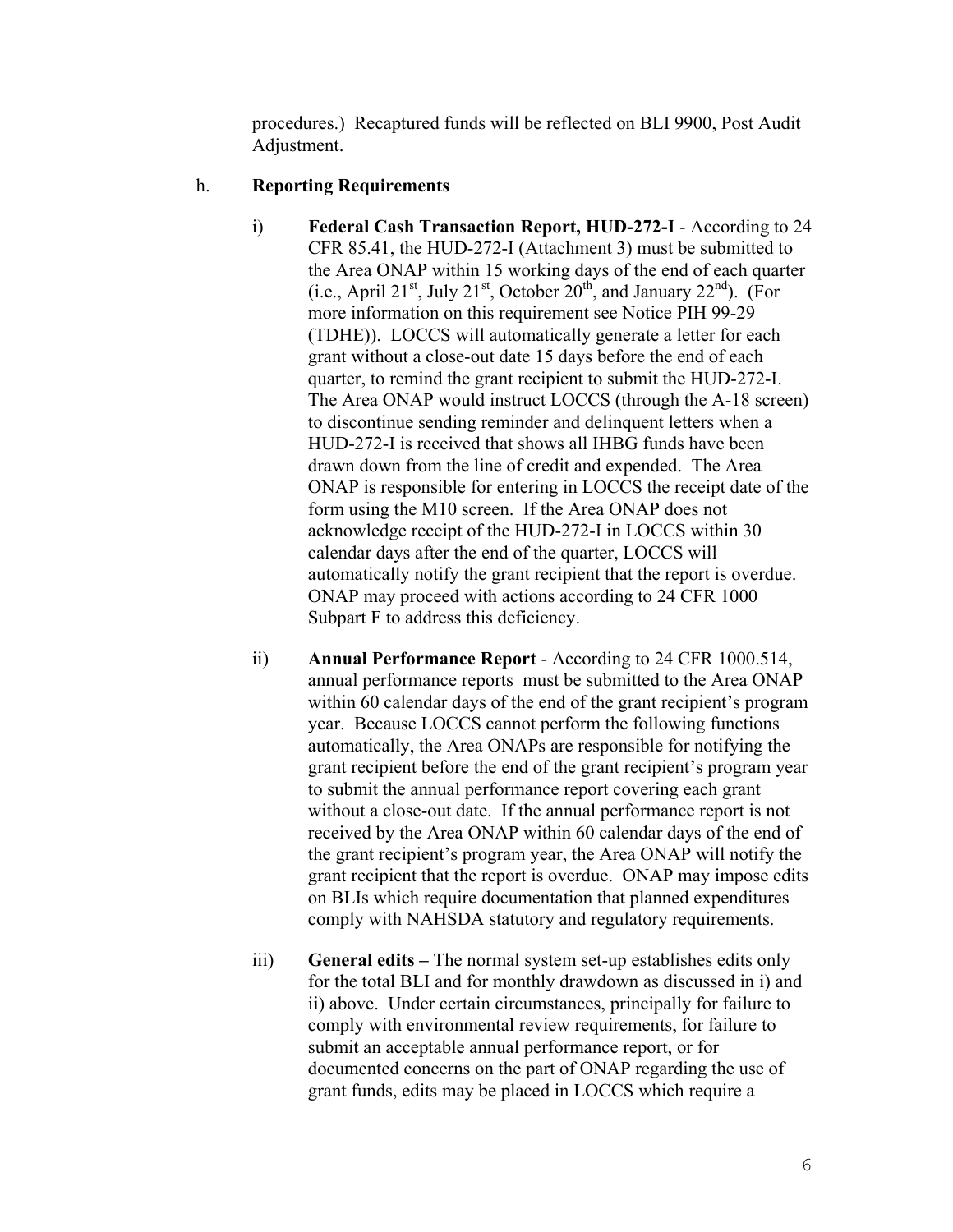procedures.) Recaptured funds will be reflected on BLI 9900, Post Audit Adjustment.

h. **Reporting Requirements**

i) **Federal Cash Transaction Report, HUD-272-I** - According to 24 CFR 85.41, the HUD-272-I (Attachment 3) must be submitted to the Area ONAP within 15 working days of the end of each quarter (i.e., April 21st, July 21st, October 20th, and January 22nd). (For more information on this requirement see Notice PIH 99-29 (TDHE)). LOCCS will automatically generate a letter for each grant without a close-out date 15 days before the end of each quarter, to remind the grant recipient to submit the HUD-272-I. The Area ONAP would instruct LOCCS (through the A-18 screen) to discontinue sending reminder and delinquent letters when a HUD-272-I is received that shows all IHBG funds have been drawn down from the line of credit and expended. The Area ONAP is responsible for entering in LOCCS the receipt date of the form using the M10 screen. If the Area ONAP does not acknowledge receipt of the HUD-272-I in LOCCS within 30 calendar days after the end of the quarter, LOCCS will automatically notify the grant recipient that the report is overdue. ONAP may proceed with actions according to 24 CFR 1000 Subpart F to address this deficiency.

ii) **Annual Performance Report** - According to 24 CFR 1000.514, annual performance reports must be submitted to the Area ONAP within 60 calendar days of the end of the grant recipient's program year. Because LOCCS cannot perform the following functions automatically, the Area ONAPs are responsible for notifying the grant recipient before the end of the grant recipient's program year to submit the annual performance report covering each grant without a close-out date. If the annual performance report is not received by the Area ONAP within 60 calendar days of the end of the grant recipient's program year, the Area ONAP will notify the grant recipient that the report is overdue. ONAP may impose edits on BLIs which require documentation that planned expenditures comply with NAHSDA statutory and regulatory requirements.

iii) **General edits** – The normal system set-up establishes edits only for the total BLI and for monthly drawdown as discussed in i) and ii) above. Under certain circumstances, principally for failure to comply with environmental review requirements, for failure to submit an acceptable annual performance report, or for documented concerns on the part of ONAP regarding the use of grant funds, edits may be placed in LOCCS which require a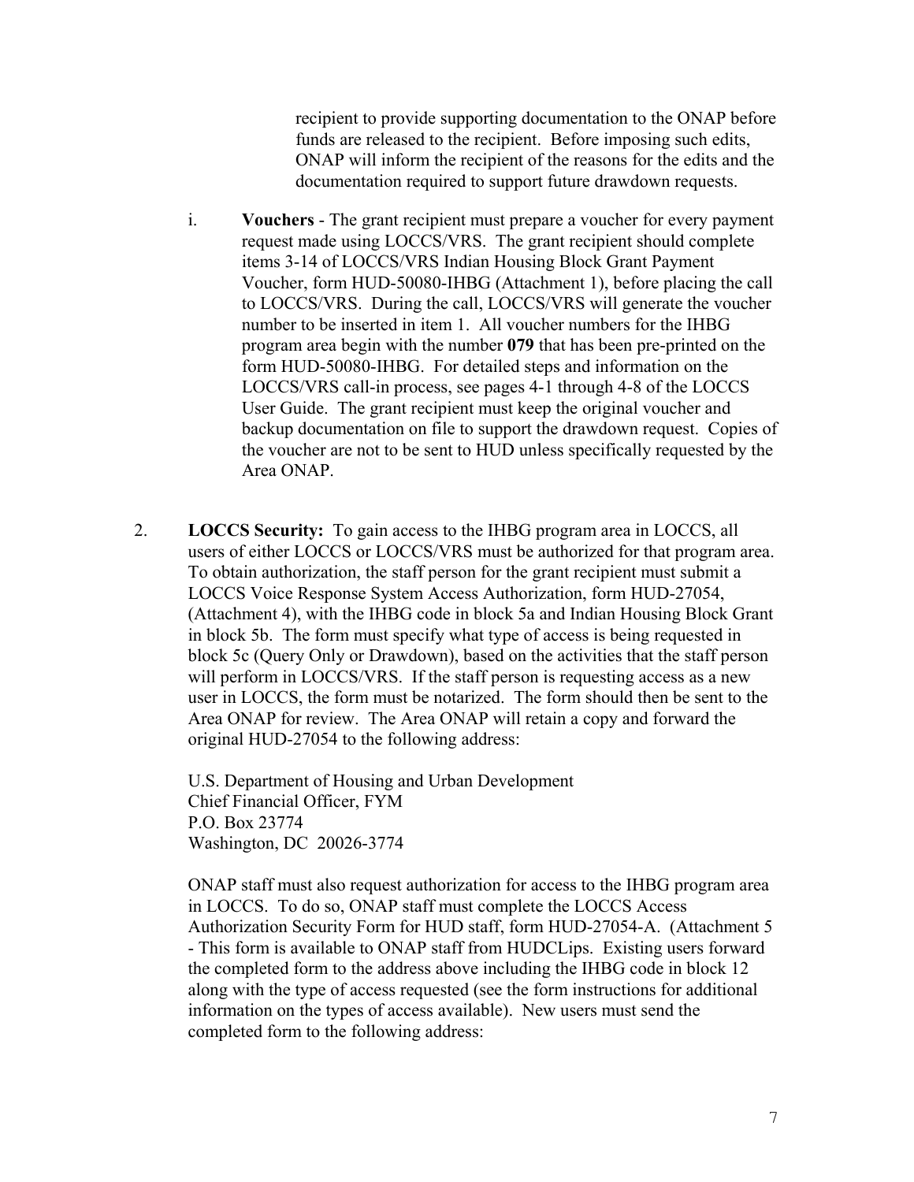recipient to provide supporting documentation to the ONAP before funds are released to the recipient. Before imposing such edits, ONAP will inform the recipient of the reasons for the edits and the documentation required to support future drawdown requests.

i. **Vouchers** - The grant recipient must prepare a voucher for every payment request made using LOCCS/VRS. The grant recipient should complete items 3-14 of LOCCS/VRS Indian Housing Block Grant Payment Voucher, form HUD-50080-IHBG (Attachment 1), before placing the call to LOCCS/VRS. During the call, LOCCS/VRS will generate the voucher number to be inserted in item 1. All voucher numbers for the IHBG program area begin with the number **079** that has been pre-printed on the form HUD-50080-IHBG. For detailed steps and information on the LOCCS/VRS call-in process, see pages 4-1 through 4-8 of the LOCCS User Guide. The grant recipient must keep the original voucher and backup documentation on file to support the drawdown request. Copies of the voucher are not to be sent to HUD unless specifically requested by the Area ONAP.

2. **LOCCS Security:** To gain access to the IHBG program area in LOCCS, all users of either LOCCS or LOCCS/VRS must be authorized for that program area. To obtain authorization, the staff person for the grant recipient must submit a LOCCS Voice Response System Access Authorization, form HUD-27054, (Attachment 4), with the IHBG code in block 5a and Indian Housing Block Grant in block 5b. The form must specify what type of access is being requested in block 5c (Query Only or Drawdown), based on the activities that the staff person will perform in LOCCS/VRS. If the staff person is requesting access as a new user in LOCCS, the form must be notarized. The form should then be sent to the Area ONAP for review. The Area ONAP will retain a copy and forward the original HUD-27054 to the following address:

   U.S. Department of Housing and Urban Development
   Chief Financial Officer, FYM
   P.O. Box 23774
   Washington, DC 20026-3774

   ONAP staff must also request authorization for access to the IHBG program area in LOCCS. To do so, ONAP staff must complete the LOCCS Access Authorization Security Form for HUD staff, form HUD-27054-A. (Attachment 5 - This form is available to ONAP staff from HUDCLips. Existing users forward the completed form to the address above including the IHBG code in block 12 along with the type of access requested (see the form instructions for additional information on the types of access available). New users must send the completed form to the following address: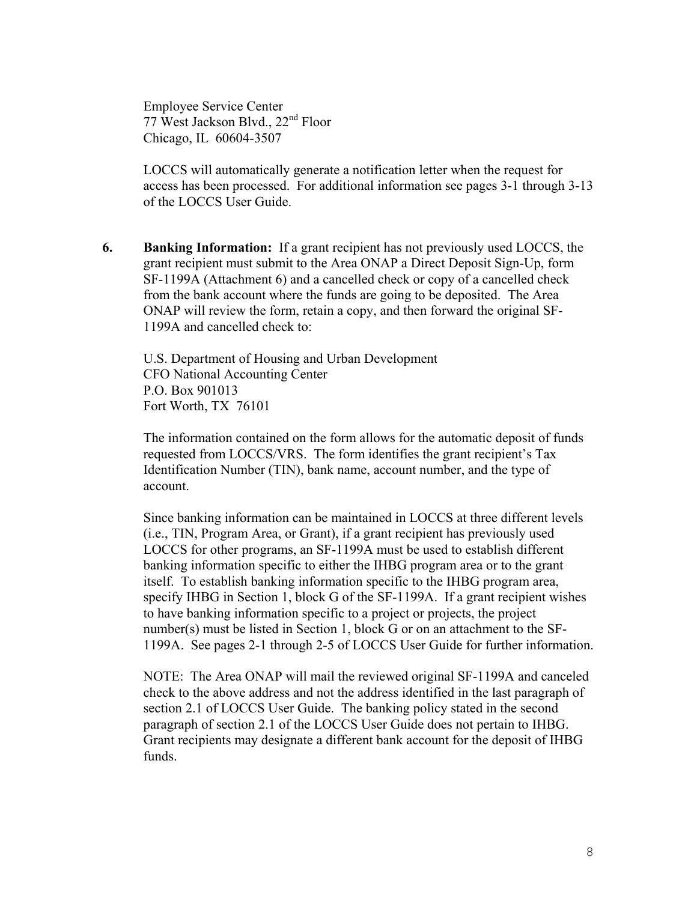Employee Service Center
77 West Jackson Blvd., 22nd Floor
Chicago, IL 60604-3507

LOCCS will automatically generate a notification letter when the request for access has been processed. For additional information see pages 3-1 through 3-13 of the LOCCS User Guide.

6. **Banking Information:** If a grant recipient has not previously used LOCCS, the grant recipient must submit to the Area ONAP a Direct Deposit Sign-Up, form SF-1199A (Attachment 6) and a cancelled check or copy of a cancelled check from the bank account where the funds are going to be deposited. The Area ONAP will review the form, retain a copy, and then forward the original SF-1199A and cancelled check to:

   U.S. Department of Housing and Urban Development
   CFO National Accounting Center
   P.O. Box 901013
   Fort Worth, TX 76101

   The information contained on the form allows for the automatic deposit of funds requested from LOCCS/VRS. The form identifies the grant recipient's Tax Identification Number (TIN), bank name, account number, and the type of account.

   Since banking information can be maintained in LOCCS at three different levels (i.e., TIN, Program Area, or Grant), if a grant recipient has previously used LOCCS for other programs, an SF-1199A must be used to establish different banking information specific to either the IHBG program area or to the grant itself. To establish banking information specific to the IHBG program area, specify IHBG in Section 1, block G of the SF-1199A. If a grant recipient wishes to have banking information specific to a project or projects, the project number(s) must be listed in Section 1, block G or on an attachment to the SF-1199A. See pages 2-1 through 2-5 of LOCCS User Guide for further information.

   NOTE: The Area ONAP will mail the reviewed original SF-1199A and canceled check to the above address and not the address identified in the last paragraph of section 2.1 of LOCCS User Guide. The banking policy stated in the second paragraph of section 2.1 of the LOCCS User Guide does not pertain to IHBG. Grant recipients may designate a different bank account for the deposit of IHBG funds.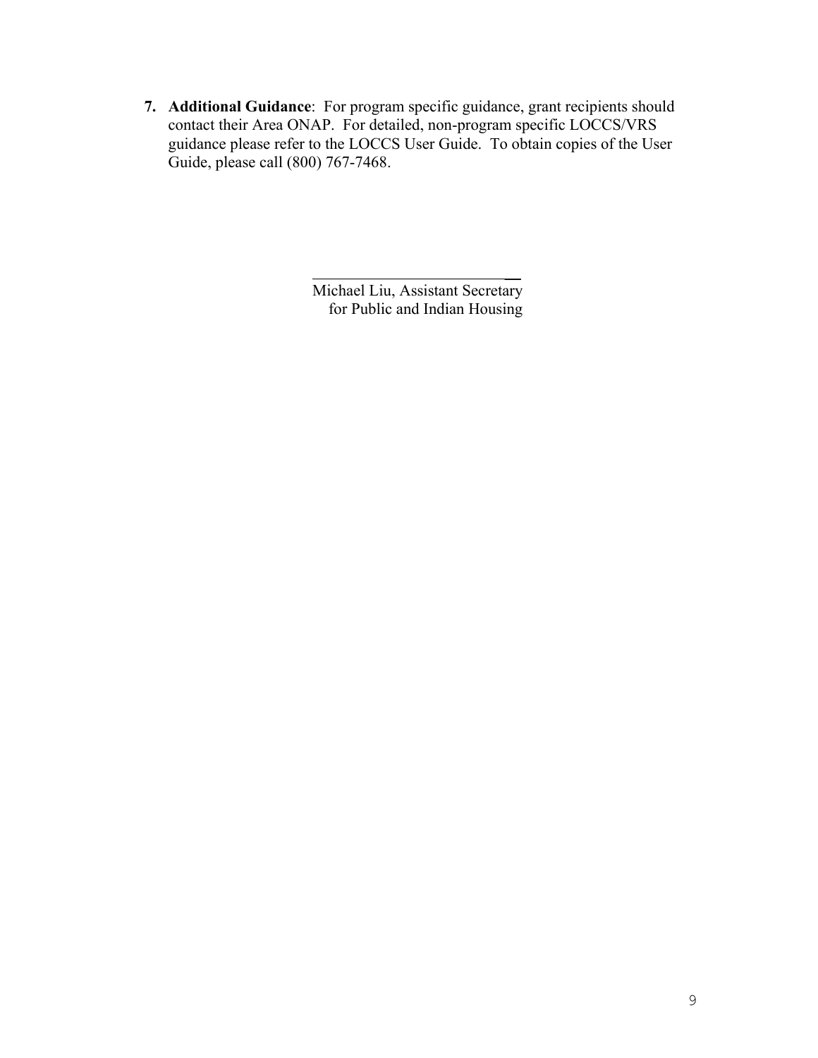7. **Additional Guidance**: For program specific guidance, grant recipients should contact their Area ONAP. For detailed, non-program specific LOCCS/VRS guidance please refer to the LOCCS User Guide. To obtain copies of the User Guide, please call (800) 767-7468.

\_\_\_\_\_\_\_\_\_\_\_\_\_\_\_\_\_\_\_\_\_\_\_\_\_\_\_\_

Michael Liu, Assistant Secretary
for Public and Indian Housing